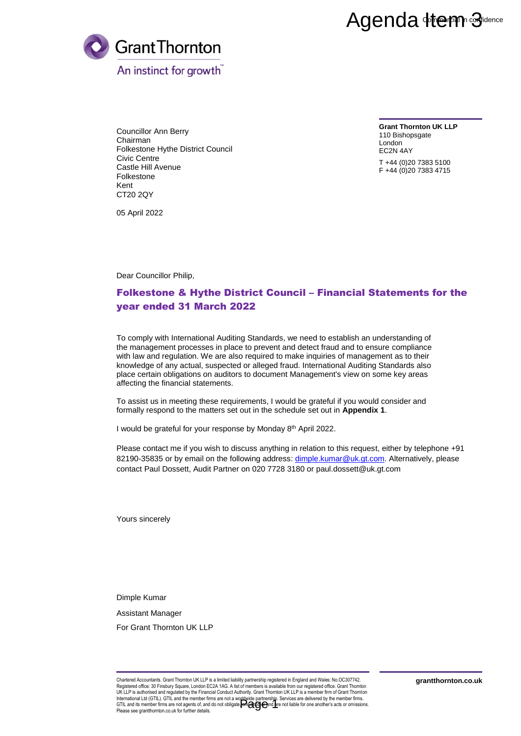Agenda Item 3

Commercial in confidence

Grant Thornton

An instinct for growth™

Councillor Ann Berry
Chairman
Folkestone Hythe District Council
Civic Centre
Castle Hill Avenue
Folkestone
Kent
CT20 2QY

**Grant Thornton UK LLP**
110 Bishopsgate
London
EC2N 4AY

T +44 (0)20 7383 5100
F +44 (0)20 7383 4715

05 April 2022

Dear Councillor Philip,

## Folkestone & Hythe District Council – Financial Statements for the year ended 31 March 2022

To comply with International Auditing Standards, we need to establish an understanding of the management processes in place to prevent and detect fraud and to ensure compliance with law and regulation. We are also required to make inquiries of management as to their knowledge of any actual, suspected or alleged fraud. International Auditing Standards also place certain obligations on auditors to document Management's view on some key areas affecting the financial statements.

To assist us in meeting these requirements, I would be grateful if you would consider and formally respond to the matters set out in the schedule set out in **Appendix 1**.

I would be grateful for your response by Monday 8th April 2022.

Please contact me if you wish to discuss anything in relation to this request, either by telephone +91 82190-35835 or by email on the following address: dimple.kumar@uk.gt.com. Alternatively, please contact Paul Dossett, Audit Partner on 020 7728 3180 or paul.dossett@uk.gt.com

Yours sincerely

Dimple Kumar

Assistant Manager

For Grant Thornton UK LLP

Chartered Accountants. Grant Thornton UK LLP is a limited liability partnership registered in England and Wales: No.OC307742. Registered office: 30 Finsbury Square, London EC2A 1AG. A list of members is available from our registered office. Grant Thornton UK LLP is authorised and regulated by the Financial Conduct Authority. Grant Thornton UK LLP is a member firm of Grant Thornton International Ltd (GTIL). GTIL and the member firms are not a worldwide partnership. Services are delivered by the member firms. GTIL and its member firms are not agents of, and do not obligate, one another and are not liable for one another's acts or omissions. Please see grantthornton.co.uk for further details.

grantthornton.co.uk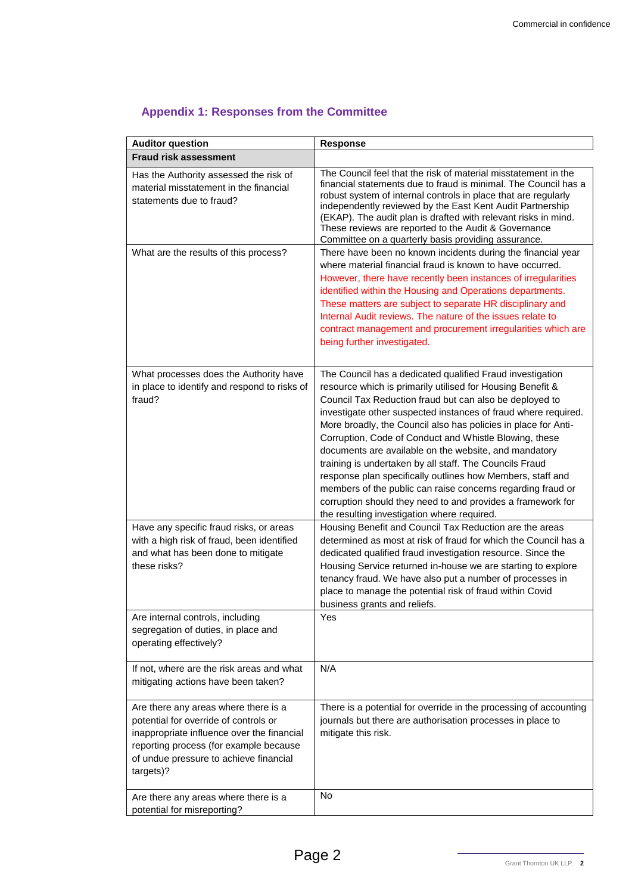## Appendix 1: Responses from the Committee

| Auditor question | Response |
|---|---|
| **Fraud risk assessment** | |
| Has the Authority assessed the risk of material misstatement in the financial statements due to fraud? | The Council feel that the risk of material misstatement in the financial statements due to fraud is minimal. The Council has a robust system of internal controls in place that are regularly independently reviewed by the East Kent Audit Partnership (EKAP). The audit plan is drafted with relevant risks in mind. These reviews are reported to the Audit & Governance Committee on a quarterly basis providing assurance. |
| What are the results of this process? | There have been no known incidents during the financial year where material financial fraud is known to have occurred. However, there have recently been instances of irregularities identified within the Housing and Operations departments. These matters are subject to separate HR disciplinary and Internal Audit reviews. The nature of the issues relate to contract management and procurement irregularities which are being further investigated. |
| What processes does the Authority have in place to identify and respond to risks of fraud? | The Council has a dedicated qualified Fraud investigation resource which is primarily utilised for Housing Benefit & Council Tax Reduction fraud but can also be deployed to investigate other suspected instances of fraud where required. More broadly, the Council also has policies in place for Anti-Corruption, Code of Conduct and Whistle Blowing, these documents are available on the website, and mandatory training is undertaken by all staff. The Councils Fraud response plan specifically outlines how Members, staff and members of the public can raise concerns regarding fraud or corruption should they need to and provides a framework for the resulting investigation where required. |
| Have any specific fraud risks, or areas with a high risk of fraud, been identified and what has been done to mitigate these risks? | Housing Benefit and Council Tax Reduction are the areas determined as most at risk of fraud for which the Council has a dedicated qualified fraud investigation resource. Since the Housing Service returned in-house we are starting to explore tenancy fraud. We have also put a number of processes in place to manage the potential risk of fraud within Covid business grants and reliefs. |
| Are internal controls, including segregation of duties, in place and operating effectively? | Yes |
| If not, where are the risk areas and what mitigating actions have been taken? | N/A |
| Are there any areas where there is a potential for override of controls or inappropriate influence over the financial reporting process (for example because of undue pressure to achieve financial targets)? | There is a potential for override in the processing of accounting journals but there are authorisation processes in place to mitigate this risk. |
| Are there any areas where there is a potential for misreporting? | No |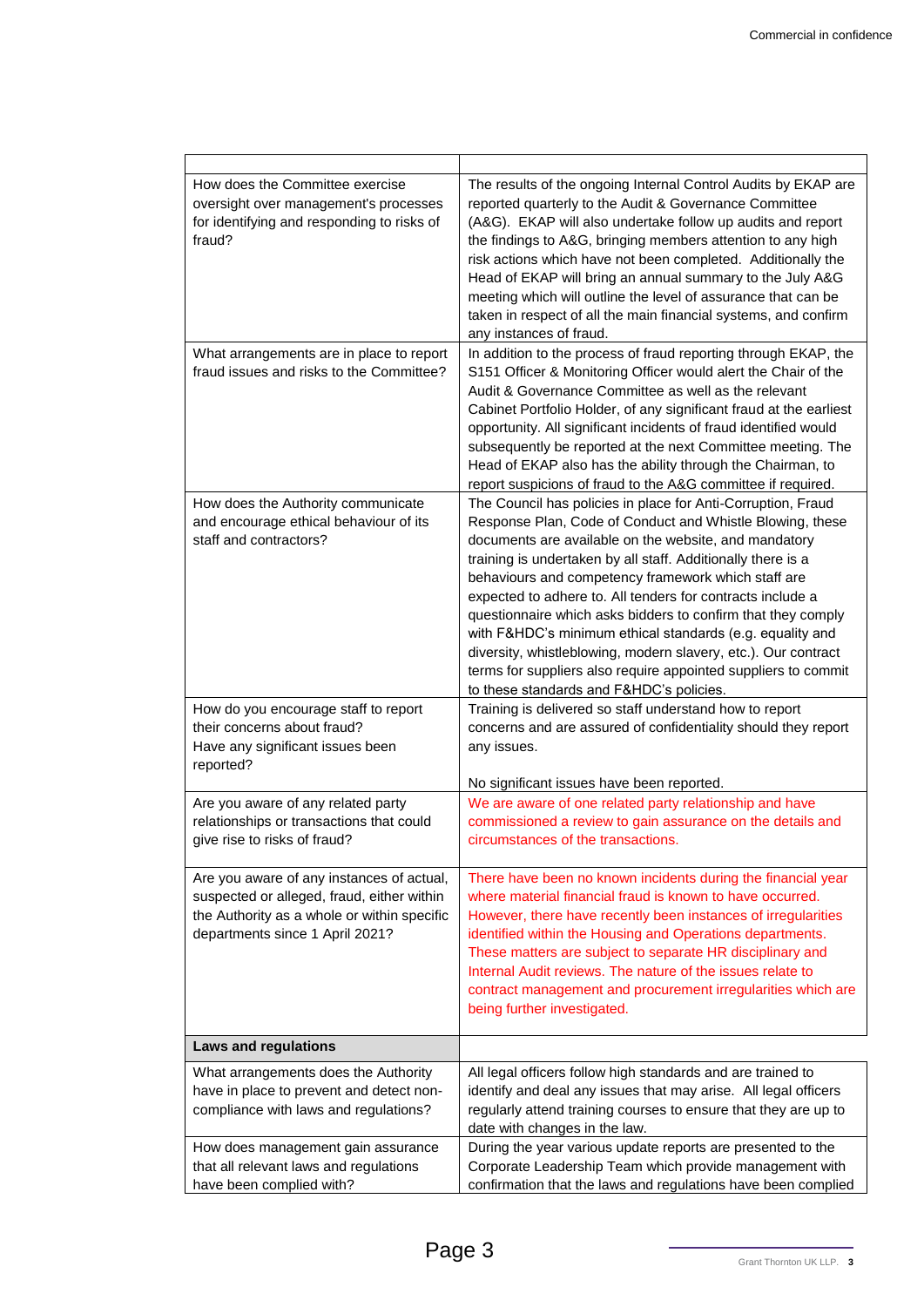| | |
|---|---|
| How does the Committee exercise oversight over management's processes for identifying and responding to risks of fraud? | The results of the ongoing Internal Control Audits by EKAP are reported quarterly to the Audit & Governance Committee (A&G). EKAP will also undertake follow up audits and report the findings to A&G, bringing members attention to any high risk actions which have not been completed. Additionally the Head of EKAP will bring an annual summary to the July A&G meeting which will outline the level of assurance that can be taken in respect of all the main financial systems, and confirm any instances of fraud. |
| What arrangements are in place to report fraud issues and risks to the Committee? | In addition to the process of fraud reporting through EKAP, the S151 Officer & Monitoring Officer would alert the Chair of the Audit & Governance Committee as well as the relevant Cabinet Portfolio Holder, of any significant fraud at the earliest opportunity. All significant incidents of fraud identified would subsequently be reported at the next Committee meeting. The Head of EKAP also has the ability through the Chairman, to report suspicions of fraud to the A&G committee if required. |
| How does the Authority communicate and encourage ethical behaviour of its staff and contractors? | The Council has policies in place for Anti-Corruption, Fraud Response Plan, Code of Conduct and Whistle Blowing, these documents are available on the website, and mandatory training is undertaken by all staff. Additionally there is a behaviours and competency framework which staff are expected to adhere to. All tenders for contracts include a questionnaire which asks bidders to confirm that they comply with F&HDC's minimum ethical standards (e.g. equality and diversity, whistleblowing, modern slavery, etc.). Our contract terms for suppliers also require appointed suppliers to commit to these standards and F&HDC's policies. |
| How do you encourage staff to report their concerns about fraud?<br>Have any significant issues been reported? | Training is delivered so staff understand how to report concerns and are assured of confidentiality should they report any issues.<br><br>No significant issues have been reported. |
| Are you aware of any related party relationships or transactions that could give rise to risks of fraud? | We are aware of one related party relationship and have commissioned a review to gain assurance on the details and circumstances of the transactions. |
| Are you aware of any instances of actual, suspected or alleged, fraud, either within the Authority as a whole or within specific departments since 1 April 2021? | There have been no known incidents during the financial year where material financial fraud is known to have occurred. However, there have recently been instances of irregularities identified within the Housing and Operations departments. These matters are subject to separate HR disciplinary and Internal Audit reviews. The nature of the issues relate to contract management and procurement irregularities which are being further investigated. |
| **Laws and regulations** | |
| What arrangements does the Authority have in place to prevent and detect non-compliance with laws and regulations? | All legal officers follow high standards and are trained to identify and deal any issues that may arise. All legal officers regularly attend training courses to ensure that they are up to date with changes in the law. |
| How does management gain assurance that all relevant laws and regulations have been complied with? | During the year various update reports are presented to the Corporate Leadership Team which provide management with confirmation that the laws and regulations have been complied |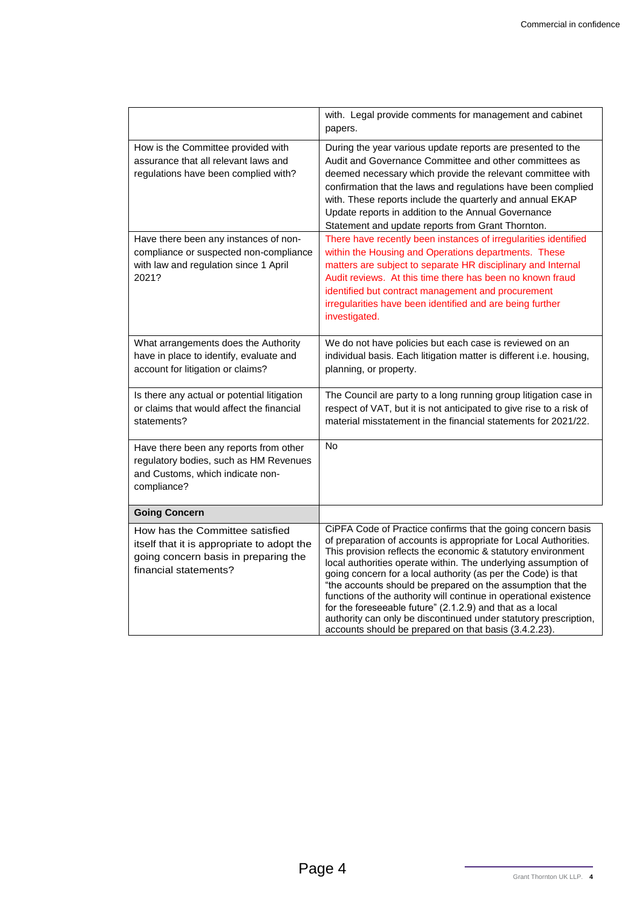| | |
|---|---|
| | with. Legal provide comments for management and cabinet papers. |
| How is the Committee provided with assurance that all relevant laws and regulations have been complied with? | During the year various update reports are presented to the Audit and Governance Committee and other committees as deemed necessary which provide the relevant committee with confirmation that the laws and regulations have been complied with. These reports include the quarterly and annual EKAP Update reports in addition to the Annual Governance Statement and update reports from Grant Thornton. |
| Have there been any instances of non-compliance or suspected non-compliance with law and regulation since 1 April 2021? | There have recently been instances of irregularities identified within the Housing and Operations departments. These matters are subject to separate HR disciplinary and Internal Audit reviews. At this time there has been no known fraud identified but contract management and procurement irregularities have been identified and are being further investigated. |
| What arrangements does the Authority have in place to identify, evaluate and account for litigation or claims? | We do not have policies but each case is reviewed on an individual basis. Each litigation matter is different i.e. housing, planning, or property. |
| Is there any actual or potential litigation or claims that would affect the financial statements? | The Council are party to a long running group litigation case in respect of VAT, but it is not anticipated to give rise to a risk of material misstatement in the financial statements for 2021/22. |
| Have there been any reports from other regulatory bodies, such as HM Revenues and Customs, which indicate non-compliance? | No |
| **Going Concern** | |
| How has the Committee satisfied itself that it is appropriate to adopt the going concern basis in preparing the financial statements? | CiPFA Code of Practice confirms that the going concern basis of preparation of accounts is appropriate for Local Authorities. This provision reflects the economic & statutory environment local authorities operate within. The underlying assumption of going concern for a local authority (as per the Code) is that "the accounts should be prepared on the assumption that the functions of the authority will continue in operational existence for the foreseeable future" (2.1.2.9) and that as a local authority can only be discontinued under statutory prescription, accounts should be prepared on that basis (3.4.2.23). |